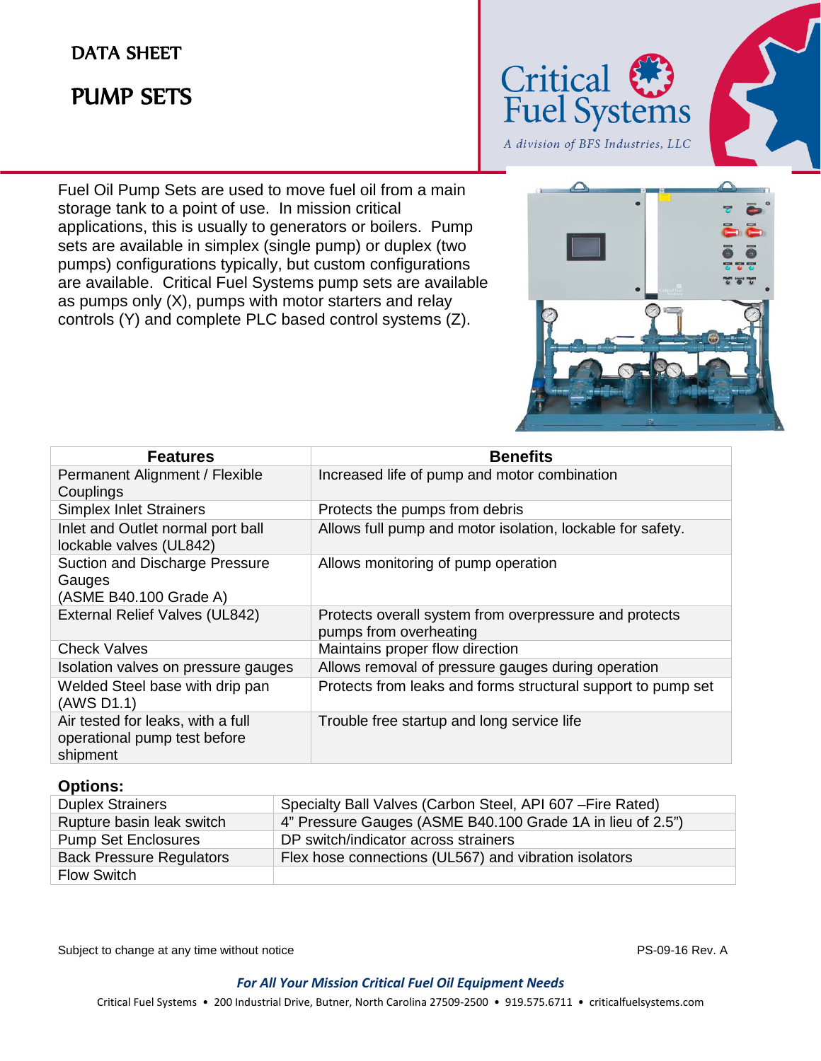# DATA SHEET

# PUMP SETS

Critical Fuel Systems

*A division of BFS Industries, LLC*

Fuel Oil Pump Sets are used to move fuel oil from a main storage tank to a point of use. In mission critical applications, this is usually to generators or boilers. Pump sets are available in simplex (single pump) or duplex (two pumps) configurations typically, but custom configurations are available. Critical Fuel Systems pump sets are available as pumps only (X), pumps with motor starters and relay controls (Y) and complete PLC based control systems (Z).

| Features | Benefits |
|---|---|
| Permanent Alignment / Flexible Couplings | Increased life of pump and motor combination |
| Simplex Inlet Strainers | Protects the pumps from debris |
| Inlet and Outlet normal port ball lockable valves (UL842) | Allows full pump and motor isolation, lockable for safety. |
| Suction and Discharge Pressure Gauges (ASME B40.100 Grade A) | Allows monitoring of pump operation |
| External Relief Valves (UL842) | Protects overall system from overpressure and protects pumps from overheating |
| Check Valves | Maintains proper flow direction |
| Isolation valves on pressure gauges | Allows removal of pressure gauges during operation |
| Welded Steel base with drip pan (AWS D1.1) | Protects from leaks and forms structural support to pump set |
| Air tested for leaks, with a full operational pump test before shipment | Trouble free startup and long service life |

**Options:**

| | |
|---|---|
| Duplex Strainers | Specialty Ball Valves (Carbon Steel, API 607 –Fire Rated) |
| Rupture basin leak switch | 4" Pressure Gauges (ASME B40.100 Grade 1A in lieu of 2.5") |
| Pump Set Enclosures | DP switch/indicator across strainers |
| Back Pressure Regulators | Flex hose connections (UL567) and vibration isolators |
| Flow Switch | |

Subject to change at any time without notice

PS-09-16 Rev. A

***For All Your Mission Critical Fuel Oil Equipment Needs***

Critical Fuel Systems • 200 Industrial Drive, Butner, North Carolina 27509-2500 • 919.575.6711 • criticalfuelsystems.com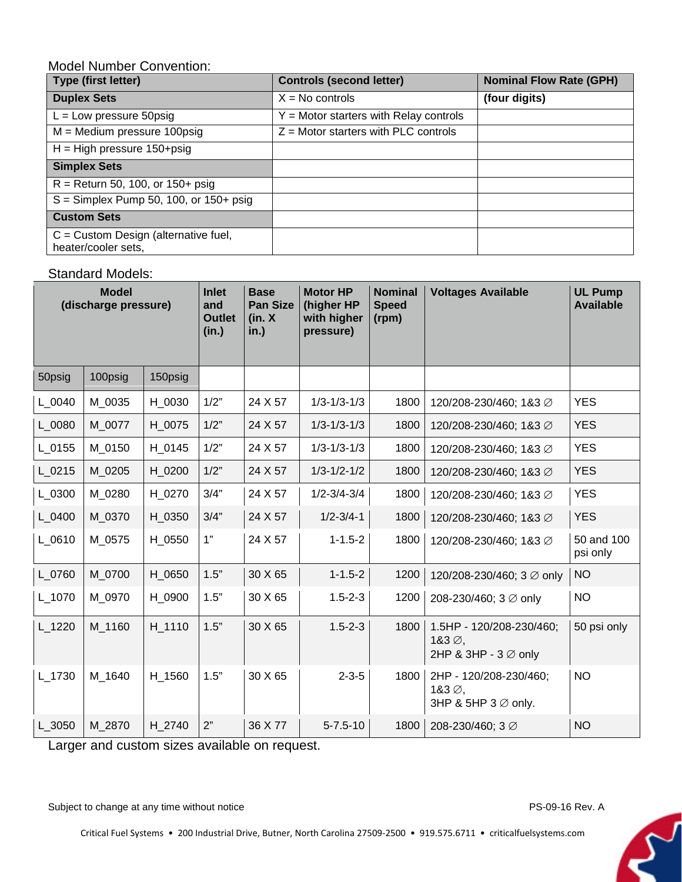Model Number Convention:

| Type (first letter) | Controls (second letter) | Nominal Flow Rate (GPH) |
|---|---|---|
| **Duplex Sets** | X = No controls | **(four digits)** |
| L = Low pressure 50psig | Y = Motor starters with Relay controls | |
| M = Medium pressure 100psig | Z = Motor starters with PLC controls | |
| H = High pressure 150+psig | | |
| **Simplex Sets** | | |
| R = Return 50, 100, or 150+ psig | | |
| S = Simplex Pump 50, 100, or 150+ psig | | |
| **Custom Sets** | | |
| C = Custom Design (alternative fuel, heater/cooler sets, | | |

Standard Models:

| Model (discharge pressure) | | | Inlet and Outlet (in.) | Base Pan Size (in. X in.) | Motor HP (higher HP with higher pressure) | Nominal Speed (rpm) | Voltages Available | UL Pump Available |
|---|---|---|---|---|---|---|---|---|
| 50psig | 100psig | 150psig | | | | | | |
| L_0040 | M_0035 | H_0030 | 1/2" | 24 X 57 | 1/3-1/3-1/3 | 1800 | 120/208-230/460; 1&3 ∅ | YES |
| L_0080 | M_0077 | H_0075 | 1/2" | 24 X 57 | 1/3-1/3-1/3 | 1800 | 120/208-230/460; 1&3 ∅ | YES |
| L_0155 | M_0150 | H_0145 | 1/2" | 24 X 57 | 1/3-1/3-1/3 | 1800 | 120/208-230/460; 1&3 ∅ | YES |
| L_0215 | M_0205 | H_0200 | 1/2" | 24 X 57 | 1/3-1/2-1/2 | 1800 | 120/208-230/460; 1&3 ∅ | YES |
| L_0300 | M_0280 | H_0270 | 3/4" | 24 X 57 | 1/2-3/4-3/4 | 1800 | 120/208-230/460; 1&3 ∅ | YES |
| L_0400 | M_0370 | H_0350 | 3/4" | 24 X 57 | 1/2-3/4-1 | 1800 | 120/208-230/460; 1&3 ∅ | YES |
| L_0610 | M_0575 | H_0550 | 1" | 24 X 57 | 1-1.5-2 | 1800 | 120/208-230/460; 1&3 ∅ | 50 and 100 psi only |
| L_0760 | M_0700 | H_0650 | 1.5" | 30 X 65 | 1-1.5-2 | 1200 | 120/208-230/460; 3 ∅ only | NO |
| L_1070 | M_0970 | H_0900 | 1.5" | 30 X 65 | 1.5-2-3 | 1200 | 208-230/460; 3 ∅ only | NO |
| L_1220 | M_1160 | H_1110 | 1.5" | 30 X 65 | 1.5-2-3 | 1800 | 1.5HP - 120/208-230/460; 1&3 ∅, 2HP & 3HP - 3 ∅ only | 50 psi only |
| L_1730 | M_1640 | H_1560 | 1.5" | 30 X 65 | 2-3-5 | 1800 | 2HP - 120/208-230/460; 1&3 ∅, 3HP & 5HP 3 ∅ only. | NO |
| L_3050 | M_2870 | H_2740 | 2" | 36 X 77 | 5-7.5-10 | 1800 | 208-230/460; 3 ∅ | NO |

Larger and custom sizes available on request.

Subject to change at any time without notice

PS-09-16 Rev. A

Critical Fuel Systems • 200 Industrial Drive, Butner, North Carolina 27509-2500 • 919.575.6711 • criticalfuelsystems.com